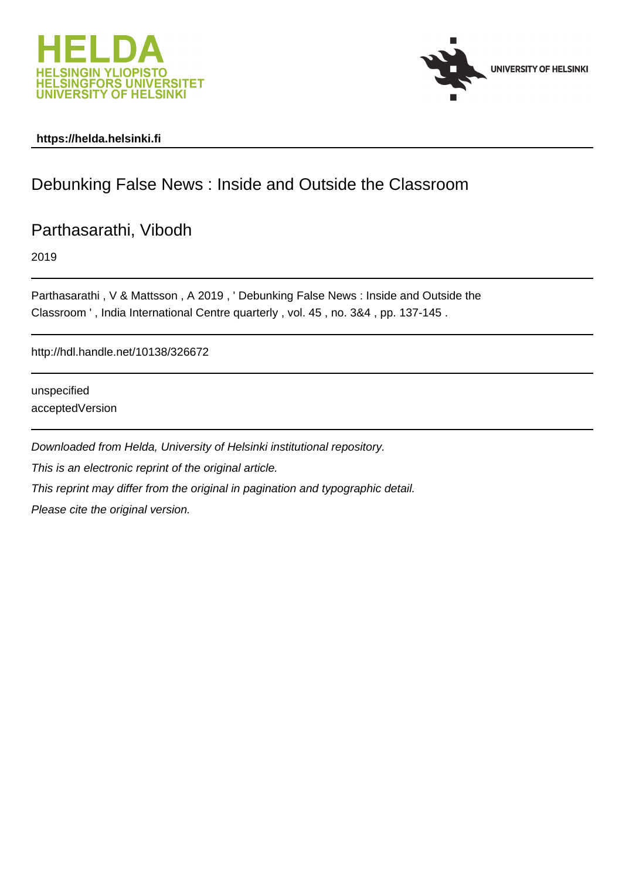**https://helda.helsinki.fi**

# Debunking False News : Inside and Outside the Classroom

## Parthasarathi, Vibodh

2019

---

Parthasarathi , V & Mattsson , A 2019 , ' Debunking False News : Inside and Outside the Classroom ' , India International Centre quarterly , vol. 45 , no. 3&4 , pp. 137-145 .

---

http://hdl.handle.net/10138/326672

---

unspecified
acceptedVersion

---

*Downloaded from Helda, University of Helsinki institutional repository.*

*This is an electronic reprint of the original article.*

*This reprint may differ from the original in pagination and typographic detail.*

*Please cite the original version.*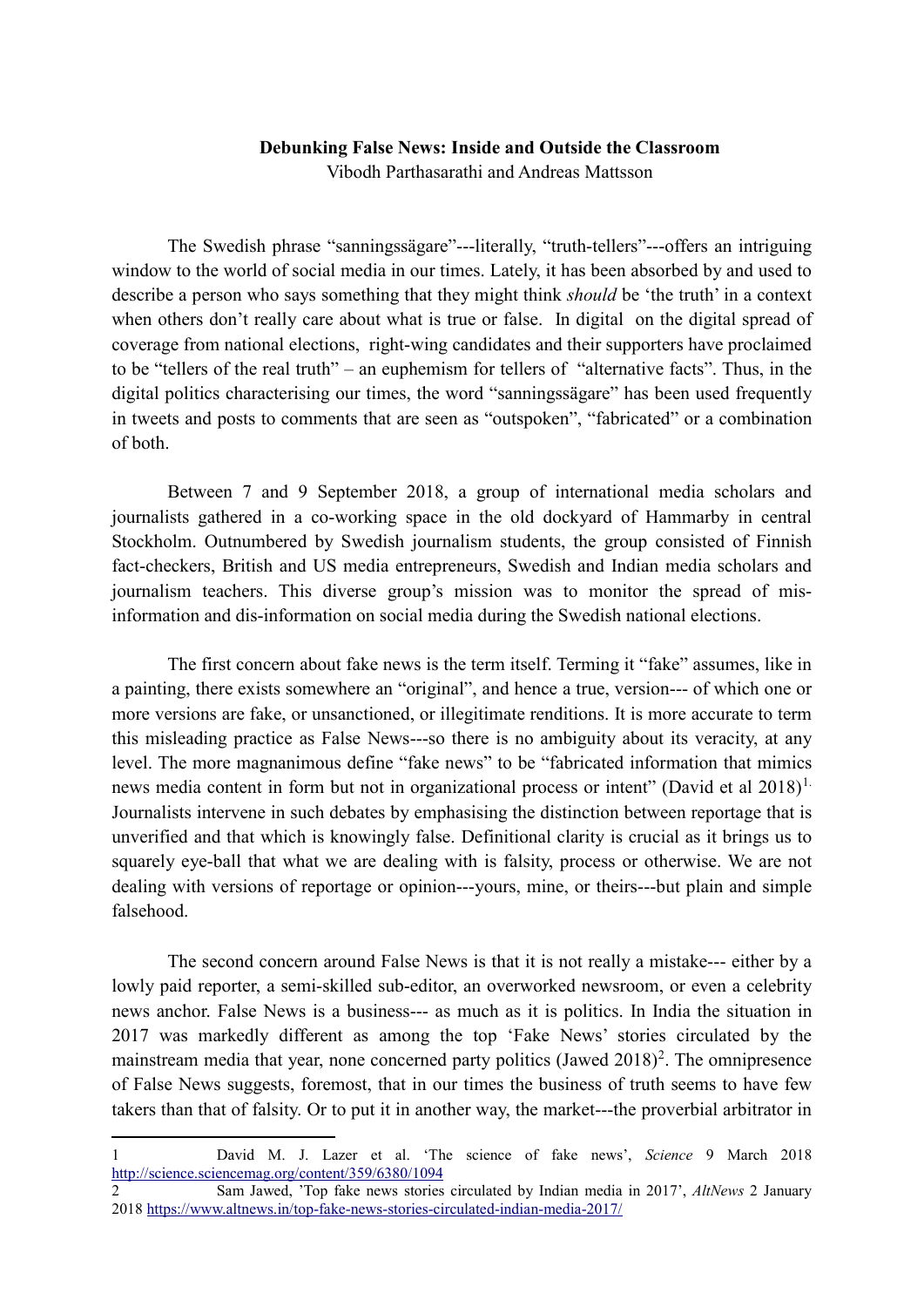**Debunking False News: Inside and Outside the Classroom**

Vibodh Parthasarathi and Andreas Mattsson

The Swedish phrase "sanningssägare"---literally, "truth-tellers"---offers an intriguing window to the world of social media in our times. Lately, it has been absorbed by and used to describe a person who says something that they might think *should* be 'the truth' in a context when others don't really care about what is true or false. In digital on the digital spread of coverage from national elections, right-wing candidates and their supporters have proclaimed to be "tellers of the real truth" – an euphemism for tellers of "alternative facts". Thus, in the digital politics characterising our times, the word "sanningssägare" has been used frequently in tweets and posts to comments that are seen as "outspoken", "fabricated" or a combination of both.

Between 7 and 9 September 2018, a group of international media scholars and journalists gathered in a co-working space in the old dockyard of Hammarby in central Stockholm. Outnumbered by Swedish journalism students, the group consisted of Finnish fact-checkers, British and US media entrepreneurs, Swedish and Indian media scholars and journalism teachers. This diverse group's mission was to monitor the spread of mis-information and dis-information on social media during the Swedish national elections.

The first concern about fake news is the term itself. Terming it "fake" assumes, like in a painting, there exists somewhere an "original", and hence a true, version--- of which one or more versions are fake, or unsanctioned, or illegitimate renditions. It is more accurate to term this misleading practice as False News---so there is no ambiguity about its veracity, at any level. The more magnanimous define "fake news" to be "fabricated information that mimics news media content in form but not in organizational process or intent" (David et al 2018)[1]. Journalists intervene in such debates by emphasising the distinction between reportage that is unverified and that which is knowingly false. Definitional clarity is crucial as it brings us to squarely eye-ball that what we are dealing with is falsity, process or otherwise. We are not dealing with versions of reportage or opinion---yours, mine, or theirs---but plain and simple falsehood.

The second concern around False News is that it is not really a mistake--- either by a lowly paid reporter, a semi-skilled sub-editor, an overworked newsroom, or even a celebrity news anchor. False News is a business--- as much as it is politics. In India the situation in 2017 was markedly different as among the top 'Fake News' stories circulated by the mainstream media that year, none concerned party politics (Jawed 2018)[2]. The omnipresence of False News suggests, foremost, that in our times the business of truth seems to have few takers than that of falsity. Or to put it in another way, the market---the proverbial arbitrator in

---

1 David M. J. Lazer et al. 'The science of fake news', *Science* 9 March 2018 http://science.sciencemag.org/content/359/6380/1094

2 Sam Jawed, 'Top fake news stories circulated by Indian media in 2017', *AltNews* 2 January 2018 https://www.altnews.in/top-fake-news-stories-circulated-indian-media-2017/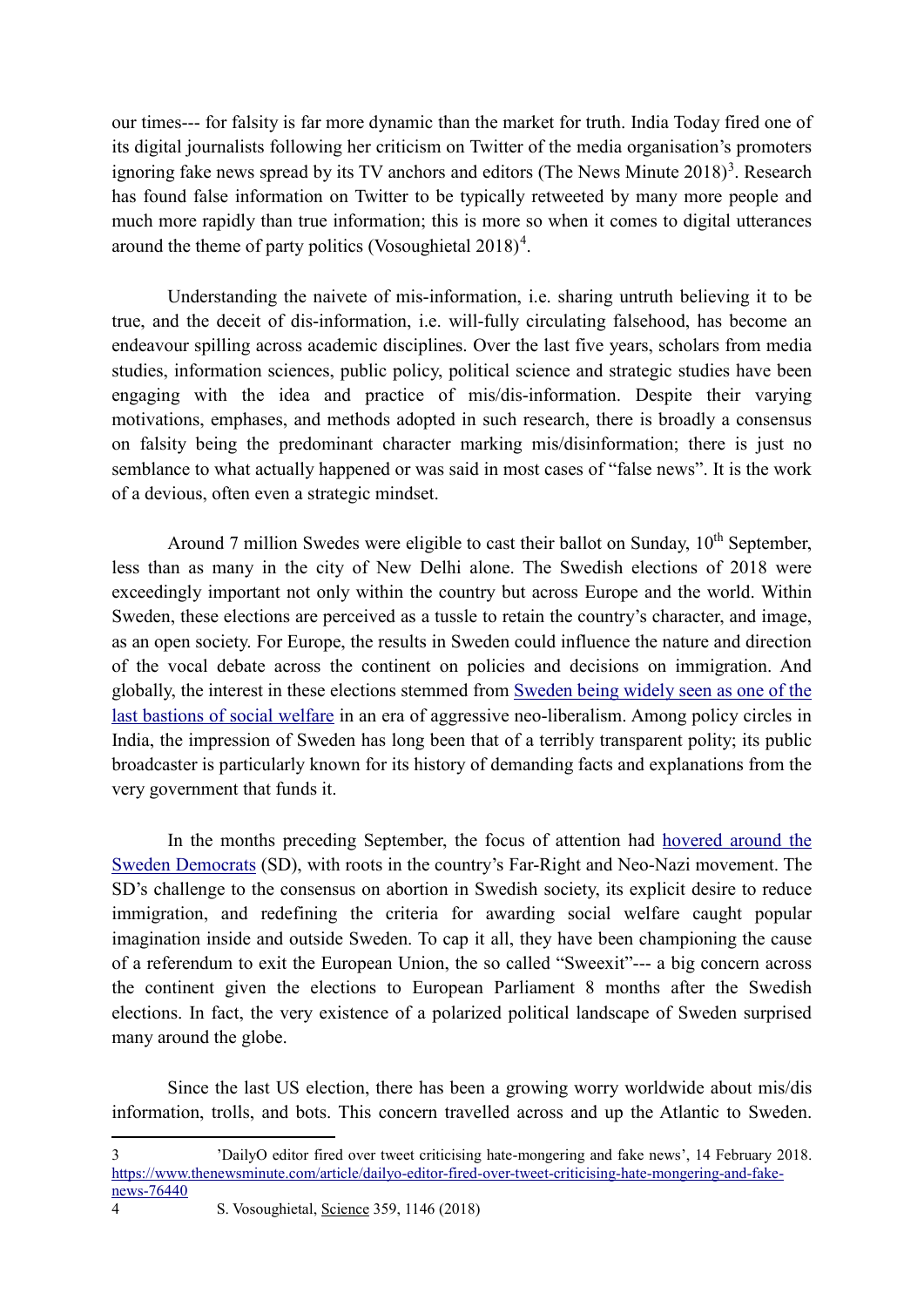our times--- for falsity is far more dynamic than the market for truth. India Today fired one of its digital journalists following her criticism on Twitter of the media organisation's promoters ignoring fake news spread by its TV anchors and editors (The News Minute 2018)[3]. Research has found false information on Twitter to be typically retweeted by many more people and much more rapidly than true information; this is more so when it comes to digital utterances around the theme of party politics (Vosoughietal 2018)[4].

Understanding the naivete of mis-information, i.e. sharing untruth believing it to be true, and the deceit of dis-information, i.e. will-fully circulating falsehood, has become an endeavour spilling across academic disciplines. Over the last five years, scholars from media studies, information sciences, public policy, political science and strategic studies have been engaging with the idea and practice of mis/dis-information. Despite their varying motivations, emphases, and methods adopted in such research, there is broadly a consensus on falsity being the predominant character marking mis/disinformation; there is just no semblance to what actually happened or was said in most cases of "false news". It is the work of a devious, often even a strategic mindset.

Around 7 million Swedes were eligible to cast their ballot on Sunday, 10th September, less than as many in the city of New Delhi alone. The Swedish elections of 2018 were exceedingly important not only within the country but across Europe and the world. Within Sweden, these elections are perceived as a tussle to retain the country's character, and image, as an open society. For Europe, the results in Sweden could influence the nature and direction of the vocal debate across the continent on policies and decisions on immigration. And globally, the interest in these elections stemmed from Sweden being widely seen as one of the last bastions of social welfare in an era of aggressive neo-liberalism. Among policy circles in India, the impression of Sweden has long been that of a terribly transparent polity; its public broadcaster is particularly known for its history of demanding facts and explanations from the very government that funds it.

In the months preceding September, the focus of attention had hovered around the Sweden Democrats (SD), with roots in the country's Far-Right and Neo-Nazi movement. The SD's challenge to the consensus on abortion in Swedish society, its explicit desire to reduce immigration, and redefining the criteria for awarding social welfare caught popular imagination inside and outside Sweden. To cap it all, they have been championing the cause of a referendum to exit the European Union, the so called "Sweexit"--- a big concern across the continent given the elections to European Parliament 8 months after the Swedish elections. In fact, the very existence of a polarized political landscape of Sweden surprised many around the globe.

Since the last US election, there has been a growing worry worldwide about mis/dis information, trolls, and bots. This concern travelled across and up the Atlantic to Sweden.

---

3 'DailyO editor fired over tweet criticising hate-mongering and fake news', 14 February 2018. https://www.thenewsminute.com/article/dailyo-editor-fired-over-tweet-criticising-hate-mongering-and-fake-news-76440

4 S. Vosoughietal, Science 359, 1146 (2018)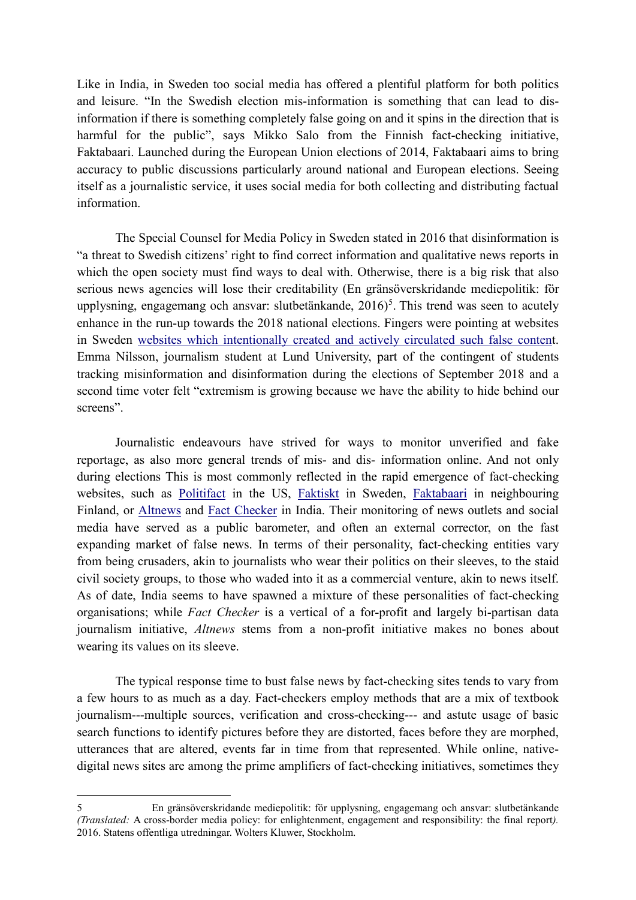Like in India, in Sweden too social media has offered a plentiful platform for both politics and leisure. "In the Swedish election mis-information is something that can lead to dis-information if there is something completely false going on and it spins in the direction that is harmful for the public", says Mikko Salo from the Finnish fact-checking initiative, Faktabaari. Launched during the European Union elections of 2014, Faktabaari aims to bring accuracy to public discussions particularly around national and European elections. Seeing itself as a journalistic service, it uses social media for both collecting and distributing factual information.

The Special Counsel for Media Policy in Sweden stated in 2016 that disinformation is "a threat to Swedish citizens' right to find correct information and qualitative news reports in which the open society must find ways to deal with. Otherwise, there is a big risk that also serious news agencies will lose their creditability (En gränsöverskridande mediepolitik: för upplysning, engagemang och ansvar: slutbetänkande, 2016)[5]. This trend was seen to acutely enhance in the run-up towards the 2018 national elections. Fingers were pointing at websites in Sweden websites which intentionally created and actively circulated such false content. Emma Nilsson, journalism student at Lund University, part of the contingent of students tracking misinformation and disinformation during the elections of September 2018 and a second time voter felt "extremism is growing because we have the ability to hide behind our screens".

Journalistic endeavours have strived for ways to monitor unverified and fake reportage, as also more general trends of mis- and dis- information online. And not only during elections This is most commonly reflected in the rapid emergence of fact-checking websites, such as Politifact in the US, Faktiskt in Sweden, Faktabaari in neighbouring Finland, or Altnews and Fact Checker in India. Their monitoring of news outlets and social media have served as a public barometer, and often an external corrector, on the fast expanding market of false news. In terms of their personality, fact-checking entities vary from being crusaders, akin to journalists who wear their politics on their sleeves, to the staid civil society groups, to those who waded into it as a commercial venture, akin to news itself. As of date, India seems to have spawned a mixture of these personalities of fact-checking organisations; while *Fact Checker* is a vertical of a for-profit and largely bi-partisan data journalism initiative, *Altnews* stems from a non-profit initiative makes no bones about wearing its values on its sleeve.

The typical response time to bust false news by fact-checking sites tends to vary from a few hours to as much as a day. Fact-checkers employ methods that are a mix of textbook journalism---multiple sources, verification and cross-checking--- and astute usage of basic search functions to identify pictures before they are distorted, faces before they are morphed, utterances that are altered, events far in time from that represented. While online, native-digital news sites are among the prime amplifiers of fact-checking initiatives, sometimes they

---

5 En gränsöverskridande mediepolitik: för upplysning, engagemang och ansvar: slutbetänkande *(Translated:* A cross-border media policy: for enlightenment, engagement and responsibility: the final report*).* 2016. Statens offentliga utredningar. Wolters Kluwer, Stockholm.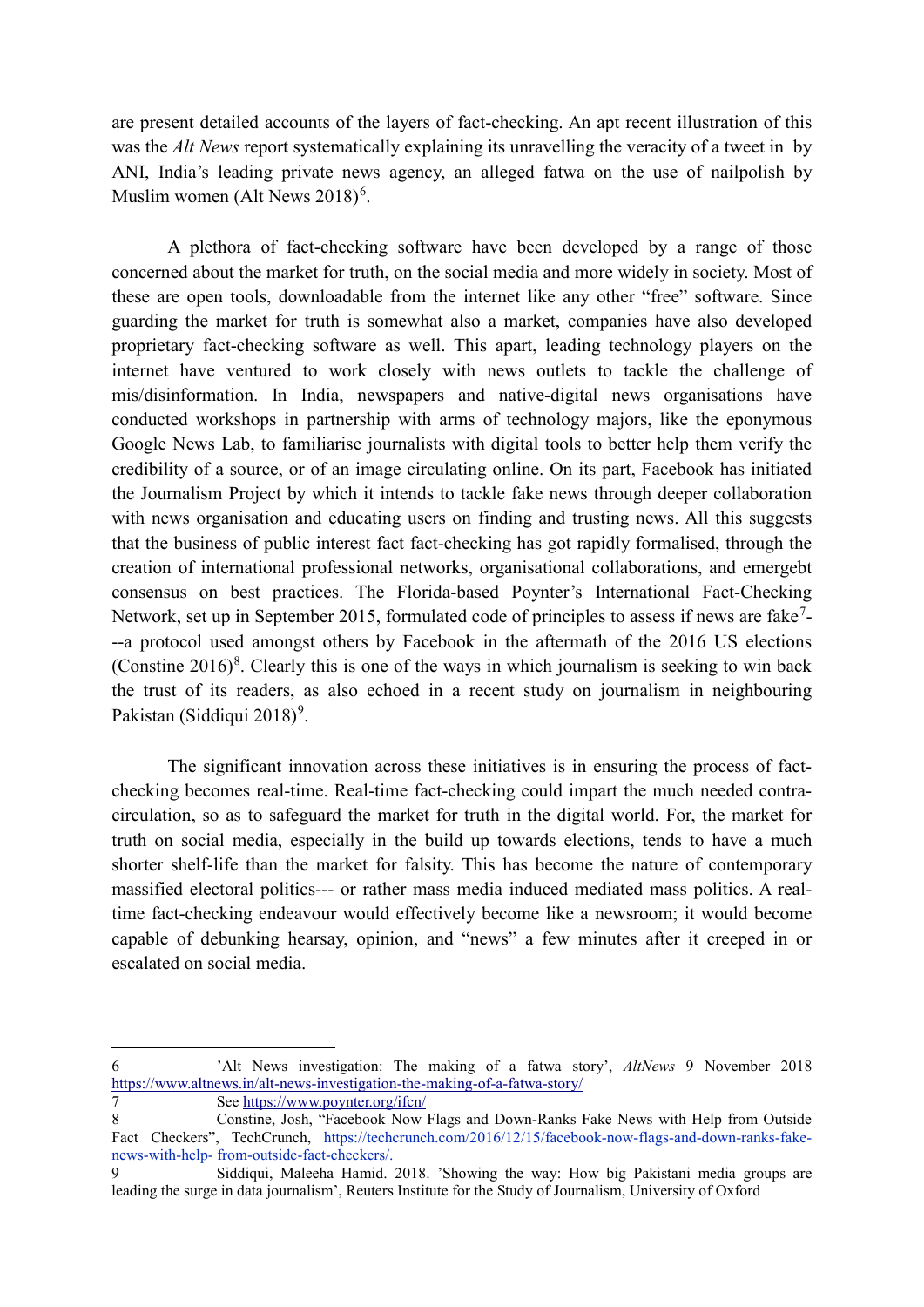are present detailed accounts of the layers of fact-checking. An apt recent illustration of this was the *Alt News* report systematically explaining its unravelling the veracity of a tweet in by ANI, India's leading private news agency, an alleged fatwa on the use of nailpolish by Muslim women (Alt News 2018)[6].

A plethora of fact-checking software have been developed by a range of those concerned about the market for truth, on the social media and more widely in society. Most of these are open tools, downloadable from the internet like any other "free" software. Since guarding the market for truth is somewhat also a market, companies have also developed proprietary fact-checking software as well. This apart, leading technology players on the internet have ventured to work closely with news outlets to tackle the challenge of mis/disinformation. In India, newspapers and native-digital news organisations have conducted workshops in partnership with arms of technology majors, like the eponymous Google News Lab, to familiarise journalists with digital tools to better help them verify the credibility of a source, or of an image circulating online. On its part, Facebook has initiated the Journalism Project by which it intends to tackle fake news through deeper collaboration with news organisation and educating users on finding and trusting news. All this suggests that the business of public interest fact fact-checking has got rapidly formalised, through the creation of international professional networks, organisational collaborations, and emergebt consensus on best practices. The Florida-based Poynter's International Fact-Checking Network, set up in September 2015, formulated code of principles to assess if news are fake[7]---a protocol used amongst others by Facebook in the aftermath of the 2016 US elections (Constine 2016)[8]. Clearly this is one of the ways in which journalism is seeking to win back the trust of its readers, as also echoed in a recent study on journalism in neighbouring Pakistan (Siddiqui 2018)[9].

The significant innovation across these initiatives is in ensuring the process of fact-checking becomes real-time. Real-time fact-checking could impart the much needed contra-circulation, so as to safeguard the market for truth in the digital world. For, the market for truth on social media, especially in the build up towards elections, tends to have a much shorter shelf-life than the market for falsity. This has become the nature of contemporary massified electoral politics--- or rather mass media induced mediated mass politics. A real-time fact-checking endeavour would effectively become like a newsroom; it would become capable of debunking hearsay, opinion, and "news" a few minutes after it creeped in or escalated on social media.

---

6 'Alt News investigation: The making of a fatwa story', *AltNews* 9 November 2018 https://www.altnews.in/alt-news-investigation-the-making-of-a-fatwa-story/

7 See https://www.poynter.org/ifcn/

8 Constine, Josh, "Facebook Now Flags and Down-Ranks Fake News with Help from Outside Fact Checkers", TechCrunch, https://techcrunch.com/2016/12/15/facebook-now-flags-and-down-ranks-fake-news-with-help- from-outside-fact-checkers/.

9 Siddiqui, Maleeha Hamid. 2018. 'Showing the way: How big Pakistani media groups are leading the surge in data journalism', Reuters Institute for the Study of Journalism, University of Oxford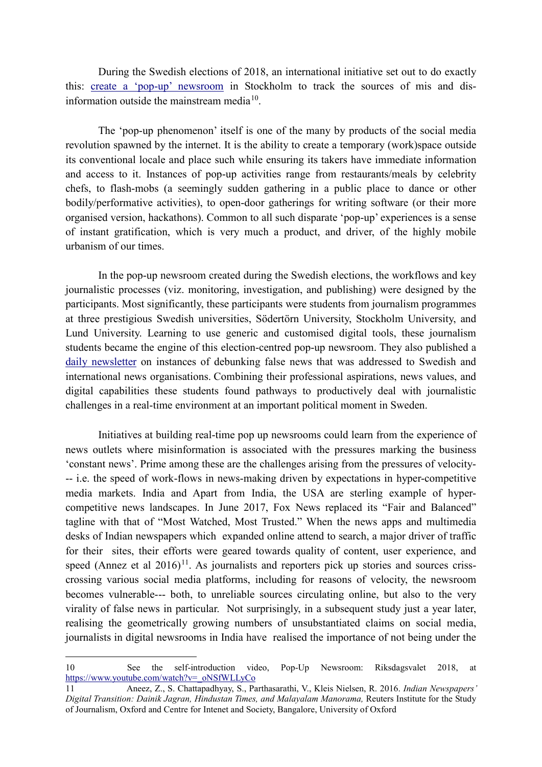During the Swedish elections of 2018, an international initiative set out to do exactly this: [create a 'pop-up' newsroom](#) in Stockholm to track the sources of mis and dis-information outside the mainstream media[10].

The 'pop-up phenomenon' itself is one of the many by products of the social media revolution spawned by the internet. It is the ability to create a temporary (work)space outside its conventional locale and place such while ensuring its takers have immediate information and access to it. Instances of pop-up activities range from restaurants/meals by celebrity chefs, to flash-mobs (a seemingly sudden gathering in a public place to dance or other bodily/performative activities), to open-door gatherings for writing software (or their more organised version, hackathons). Common to all such disparate 'pop-up' experiences is a sense of instant gratification, which is very much a product, and driver, of the highly mobile urbanism of our times.

In the pop-up newsroom created during the Swedish elections, the workflows and key journalistic processes (viz. monitoring, investigation, and publishing) were designed by the participants. Most significantly, these participants were students from journalism programmes at three prestigious Swedish universities, Södertörn University, Stockholm University, and Lund University. Learning to use generic and customised digital tools, these journalism students became the engine of this election-centred pop-up newsroom. They also published a [daily newsletter](#) on instances of debunking false news that was addressed to Swedish and international news organisations. Combining their professional aspirations, news values, and digital capabilities these students found pathways to productively deal with journalistic challenges in a real-time environment at an important political moment in Sweden.

Initiatives at building real-time pop up newsrooms could learn from the experience of news outlets where misinformation is associated with the pressures marking the business 'constant news'. Prime among these are the challenges arising from the pressures of velocity--- i.e. the speed of work-flows in news-making driven by expectations in hyper-competitive media markets. India and Apart from India, the USA are sterling example of hyper-competitive news landscapes. In June 2017, Fox News replaced its "Fair and Balanced" tagline with that of "Most Watched, Most Trusted." When the news apps and multimedia desks of Indian newspapers which expanded online attend to search, a major driver of traffic for their sites, their efforts were geared towards quality of content, user experience, and speed (Annez et al 2016)[11]. As journalists and reporters pick up stories and sources criss-crossing various social media platforms, including for reasons of velocity, the newsroom becomes vulnerable--- both, to unreliable sources circulating online, but also to the very virality of false news in particular. Not surprisingly, in a subsequent study just a year later, realising the geometrically growing numbers of unsubstantiated claims on social media, journalists in digital newsrooms in India have realised the importance of not being under the

---

10 See the self-introduction video, Pop-Up Newsroom: Riksdagsvalet 2018, at https://www.youtube.com/watch?v=_oNSfWLLyCo

11 Aneez, Z., S. Chattapadhyay, S., Parthasarathi, V., Kleis Nielsen, R. 2016. *Indian Newspapers' Digital Transition: Dainik Jagran, Hindustan Times, and Malayalam Manorama,* Reuters Institute for the Study of Journalism, Oxford and Centre for Intenet and Society, Bangalore, University of Oxford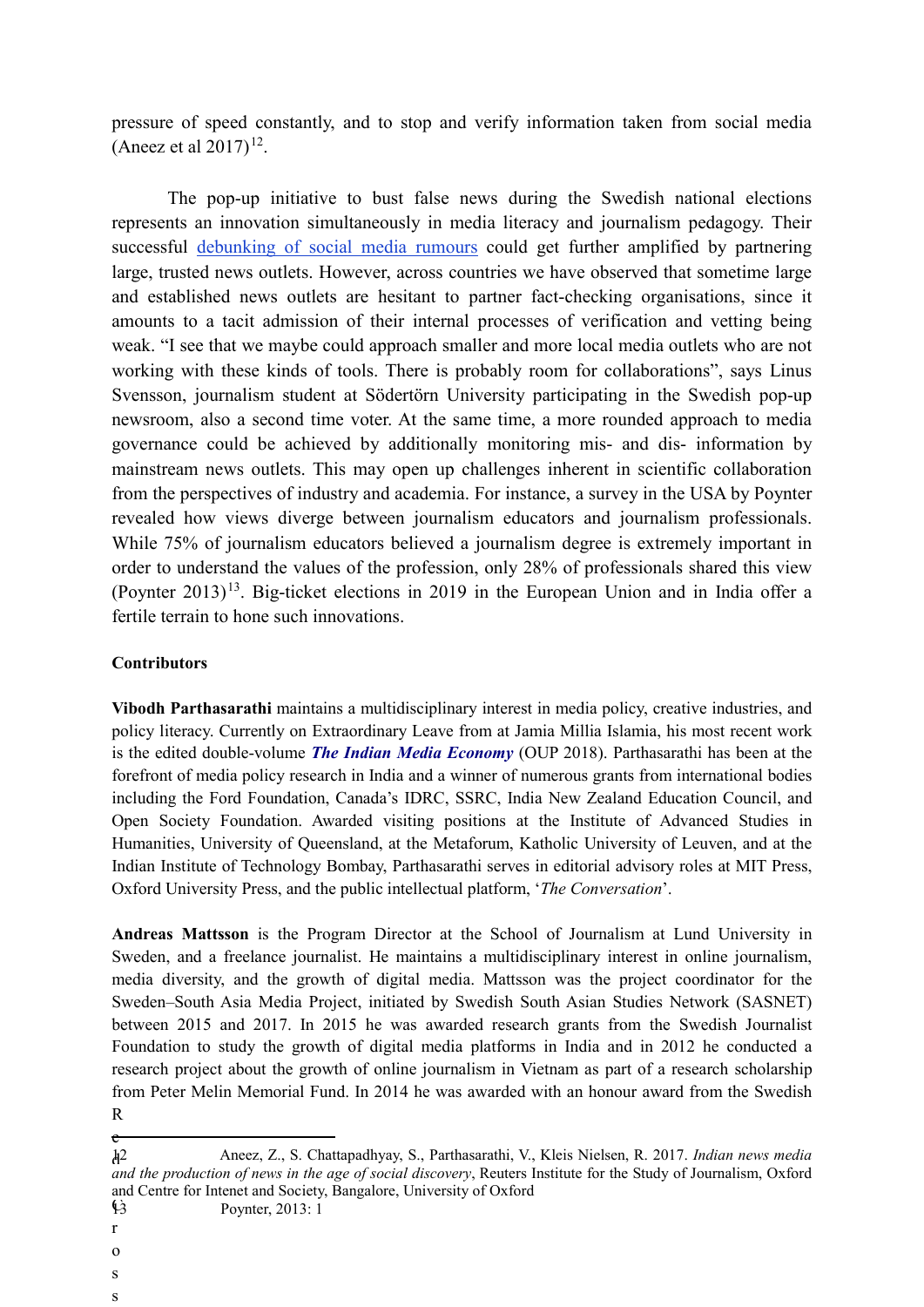pressure of speed constantly, and to stop and verify information taken from social media (Aneez et al 2017)[12].

The pop-up initiative to bust false news during the Swedish national elections represents an innovation simultaneously in media literacy and journalism pedagogy. Their successful debunking of social media rumours could get further amplified by partnering large, trusted news outlets. However, across countries we have observed that sometime large and established news outlets are hesitant to partner fact-checking organisations, since it amounts to a tacit admission of their internal processes of verification and vetting being weak. "I see that we maybe could approach smaller and more local media outlets who are not working with these kinds of tools. There is probably room for collaborations", says Linus Svensson, journalism student at Södertörn University participating in the Swedish pop-up newsroom, also a second time voter. At the same time, a more rounded approach to media governance could be achieved by additionally monitoring mis- and dis- information by mainstream news outlets. This may open up challenges inherent in scientific collaboration from the perspectives of industry and academia. For instance, a survey in the USA by Poynter revealed how views diverge between journalism educators and journalism professionals. While 75% of journalism educators believed a journalism degree is extremely important in order to understand the values of the profession, only 28% of professionals shared this view (Poynter 2013)[13]. Big-ticket elections in 2019 in the European Union and in India offer a fertile terrain to hone such innovations.

**Contributors**

**Vibodh Parthasarathi** maintains a multidisciplinary interest in media policy, creative industries, and policy literacy. Currently on Extraordinary Leave from at Jamia Millia Islamia, his most recent work is the edited double-volume ***The Indian Media Economy*** (OUP 2018). Parthasarathi has been at the forefront of media policy research in India and a winner of numerous grants from international bodies including the Ford Foundation, Canada's IDRC, SSRC, India New Zealand Education Council, and Open Society Foundation. Awarded visiting positions at the Institute of Advanced Studies in Humanities, University of Queensland, at the Metaforum, Katholic University of Leuven, and at the Indian Institute of Technology Bombay, Parthasarathi serves in editorial advisory roles at MIT Press, Oxford University Press, and the public intellectual platform, '*The Conversation*'.

**Andreas Mattsson** is the Program Director at the School of Journalism at Lund University in Sweden, and a freelance journalist. He maintains a multidisciplinary interest in online journalism, media diversity, and the growth of digital media. Mattsson was the project coordinator for the Sweden–South Asia Media Project, initiated by Swedish South Asian Studies Network (SASNET) between 2015 and 2017. In 2015 he was awarded research grants from the Swedish Journalist Foundation to study the growth of digital media platforms in India and in 2012 he conducted a research project about the growth of online journalism in Vietnam as part of a research scholarship from Peter Melin Memorial Fund. In 2014 he was awarded with an honour award from the Swedish Red Cross

[12] Aneez, Z., S. Chattapadhyay, S., Parthasarathi, V., Kleis Nielsen, R. 2017. *Indian news media and the production of news in the age of social discovery*, Reuters Institute for the Study of Journalism, Oxford and Centre for Intenet and Society, Bangalore, University of Oxford

[13] Poynter, 2013: 1